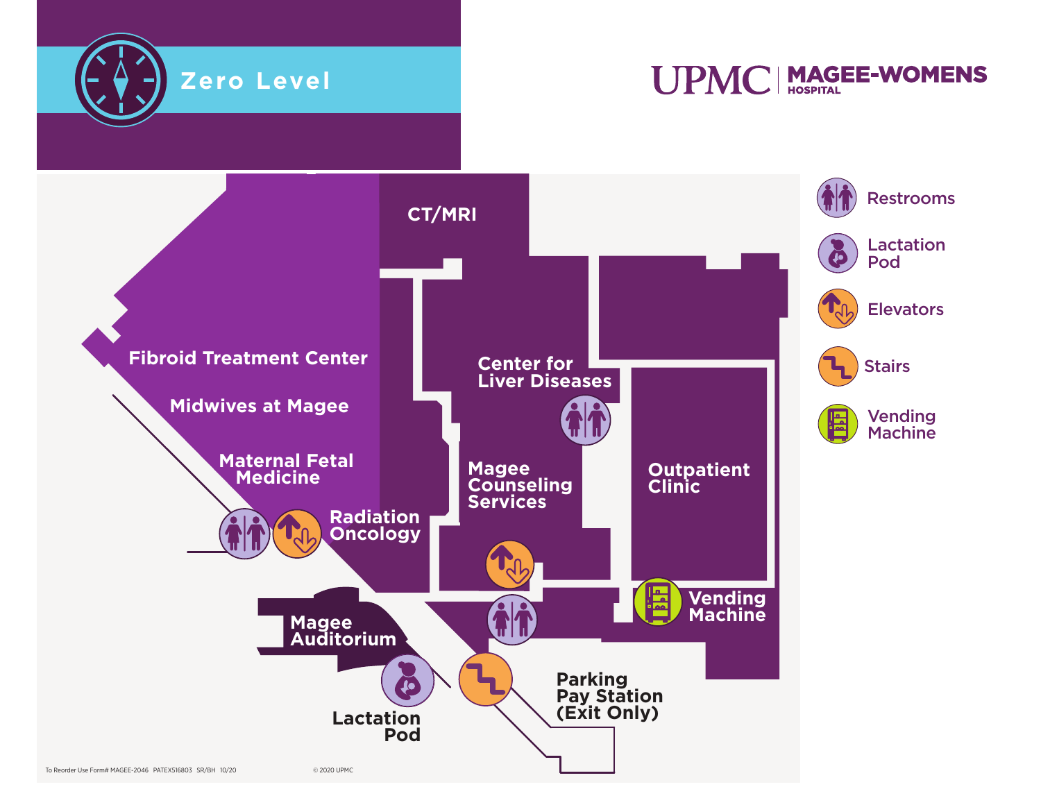# Zero Level

**UPMC | MAGEE-WOMENS HOSPITAL**

- CT/MRI
- Fibroid Treatment Center
- Midwives at Magee
- Maternal Fetal Medicine
- Radiation Oncology
- Center for Liver Diseases
- Magee Counseling Services
- Outpatient Clinic
- Vending Machine
- Magee Auditorium
- Lactation Pod
- Parking Pay Station (Exit Only)

**Legend**

- Restrooms
- Lactation Pod
- Elevators
- Stairs
- Vending Machine

To Reorder Use Form# MAGEE-2046 PATEX516803 SR/BH 10/20

© 2020 UPMC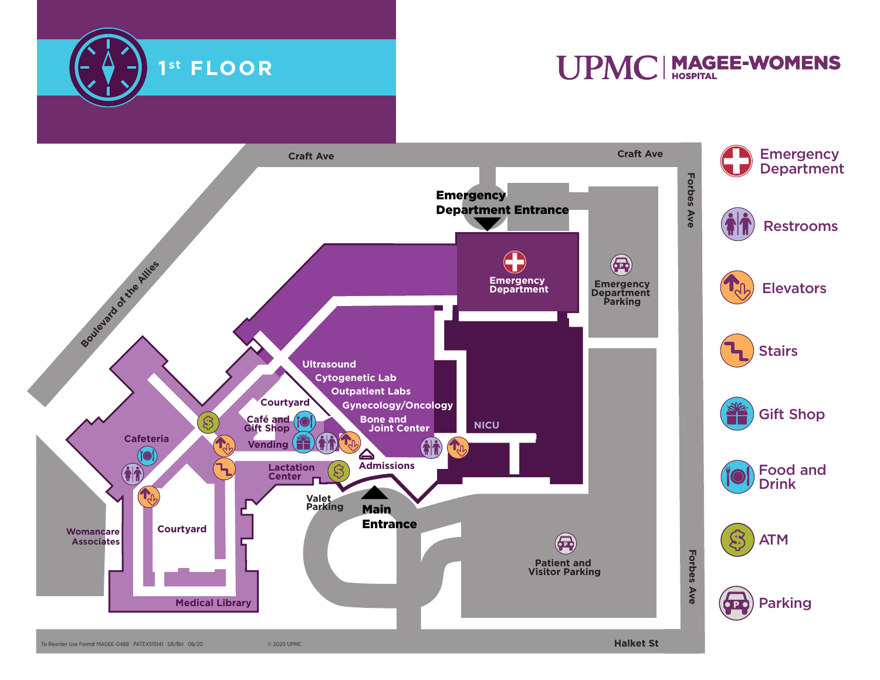# 1st FLOOR

**UPMC | MAGEE-WOMENS HOSPITAL**

Craft Ave

Craft Ave

Forbes Ave

Boulevard of the Allies

**Emergency Department Entrance**

Emergency Department

Emergency Department Parking

Ultrasound

Cytogenetic Lab

Outpatient Labs

Gynecology/Oncology

Bone and Joint Center

NICU

Courtyard

Café and Gift Shop

Vending

Cafeteria

Lactation Center

Admissions

Valet Parking

**Main Entrance**

Womancare Associates

Courtyard

Medical Library

Patient and Visitor Parking

Forbes Ave

Halket St

- Emergency Department
- Restrooms
- Elevators
- Stairs
- Gift Shop
- Food and Drink
- ATM
- Parking

To Reorder Use Form# MAGEE-0488 PATEX515141 SR/BH 08/20

© 2020 UPMC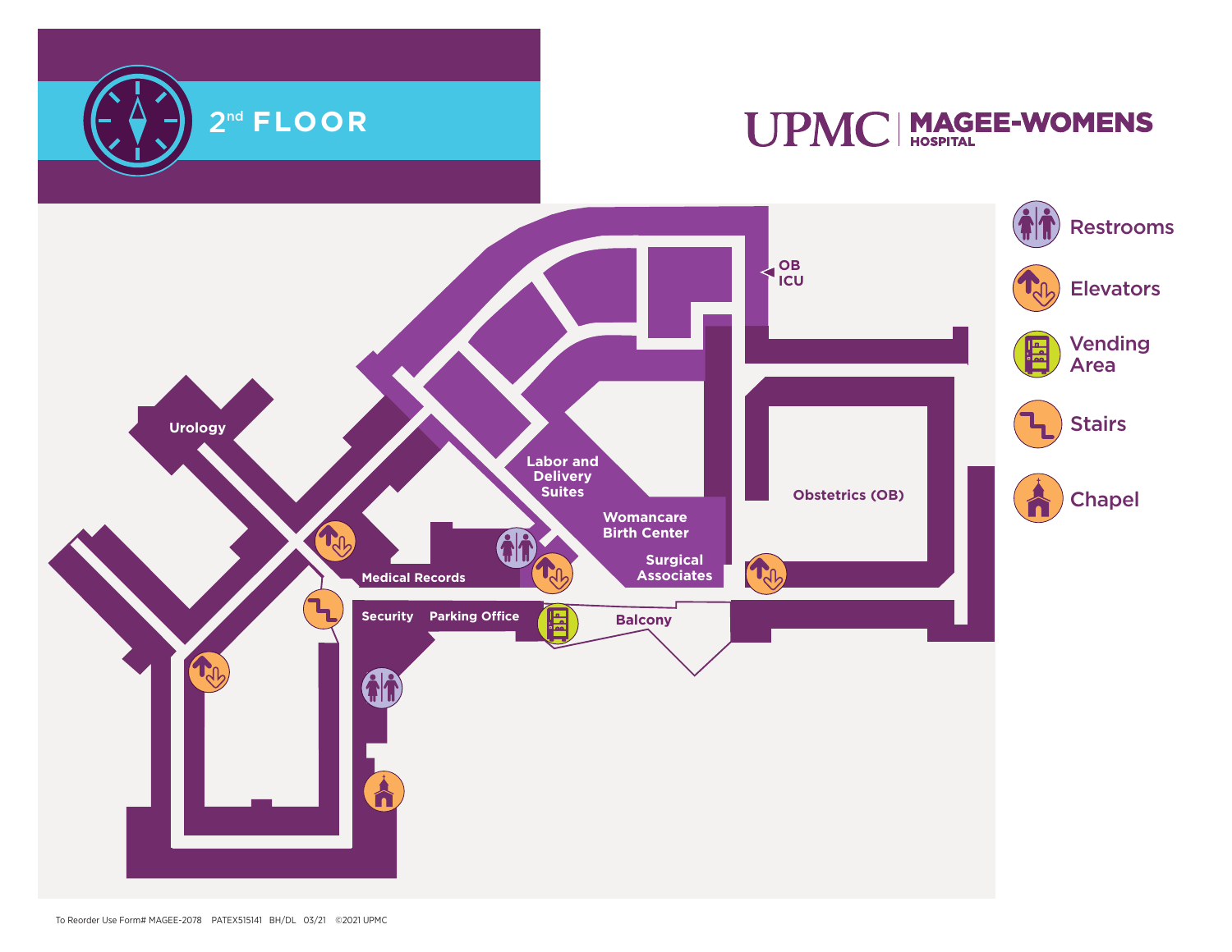# 2nd FLOOR

UPMC | MAGEE-WOMENS HOSPITAL

- Restrooms
- Elevators
- Vending Area
- Stairs
- Chapel

OB ICU

Urology

Labor and Delivery Suites

Womancare Birth Center

Surgical Associates

Obstetrics (OB)

Medical Records

Security

Parking Office

Balcony

To Reorder Use Form# MAGEE-2078 PATEX515141 BH/DL 03/21 ©2021 UPMC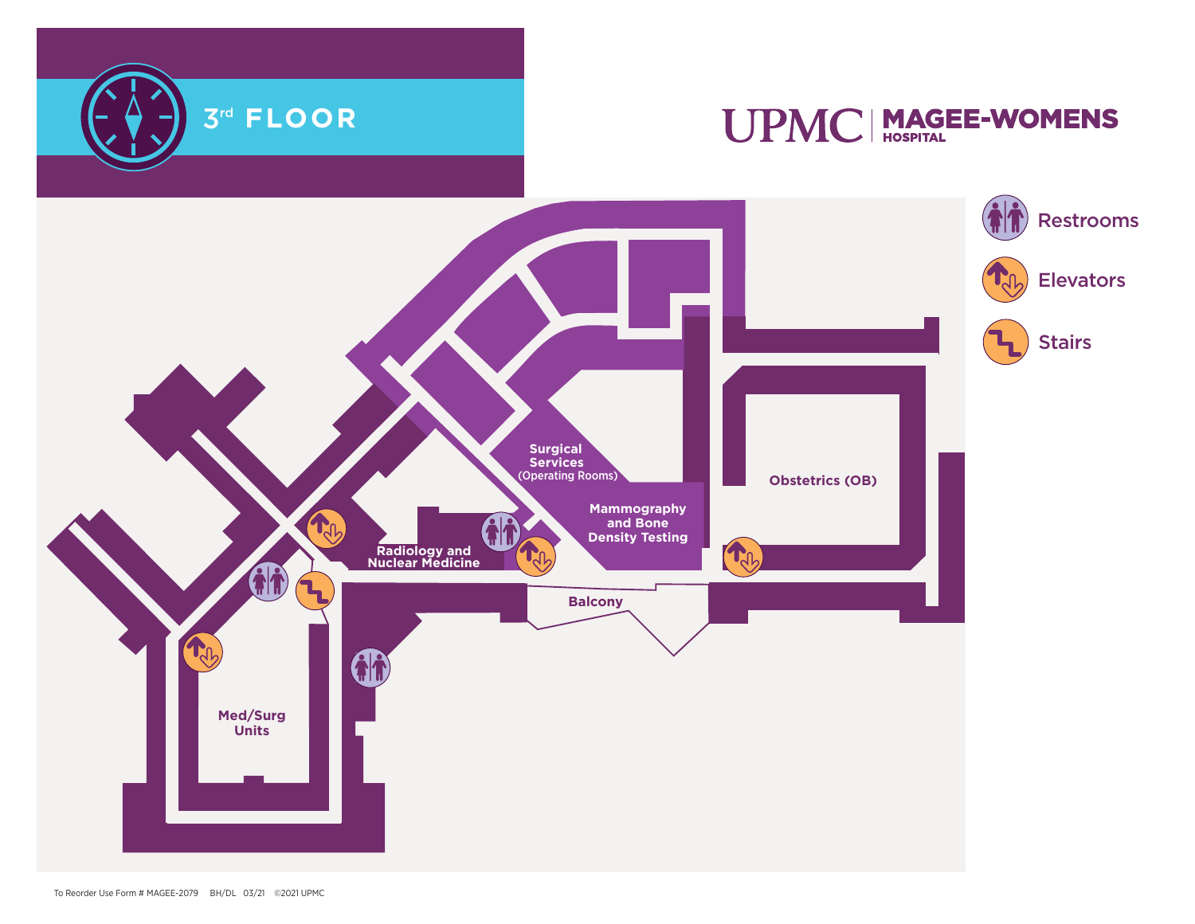# 3[rd] FLOOR

UPMC | MAGEE-WOMENS HOSPITAL

- Restrooms
- Elevators
- Stairs

Surgical Services (Operating Rooms)

Mammography and Bone Density Testing

Obstetrics (OB)

Radiology and Nuclear Medicine

Balcony

Med/Surg Units

To Reorder Use Form # MAGEE-2079 BH/DL 03/21 ©2021 UPMC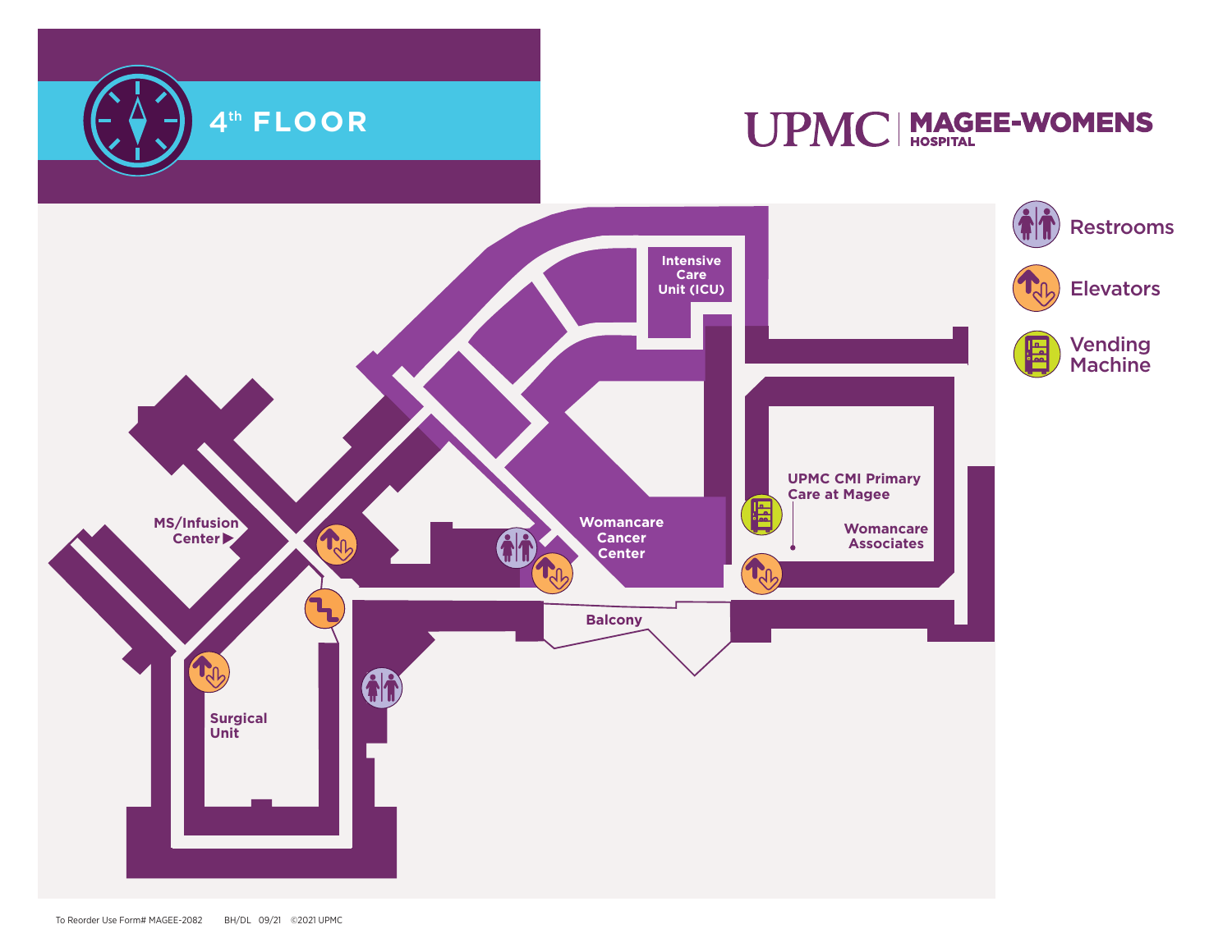# 4th FLOOR

UPMC | MAGEE-WOMENS HOSPITAL

- Restrooms
- Elevators
- Vending Machine

Intensive Care Unit (ICU)

UPMC CMI Primary Care at Magee

Womancare Associates

Womancare Cancer Center

MS/Infusion Center ▶

Balcony

Surgical Unit

To Reorder Use Form# MAGEE-2082 BH/DL 09/21 ©2021 UPMC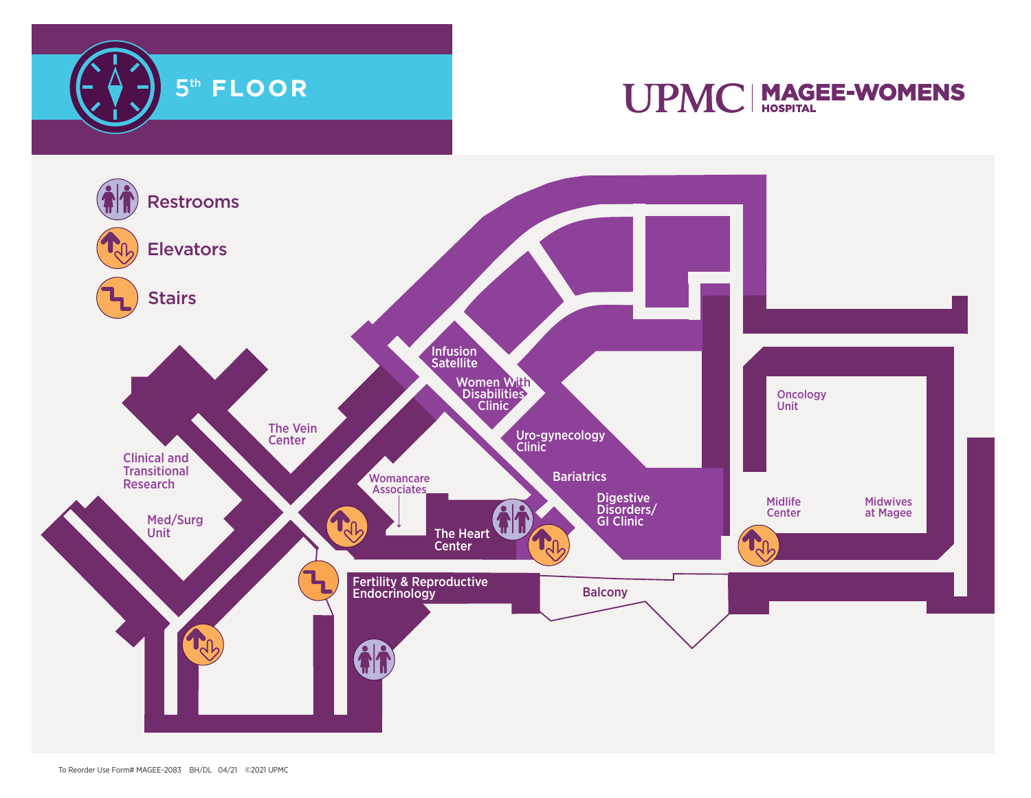# 5th FLOOR

UPMC | MAGEE-WOMENS HOSPITAL

Restrooms

Elevators

Stairs

Infusion Satellite

Women With Disabilities Clinic

Uro-gynecology Clinic

Bariatrics

Digestive Disorders/ GI Clinic

Oncology Unit

Midlife Center

Midwives at Magee

The Vein Center

Clinical and Transitional Research

Med/Surg Unit

Womancare Associates

The Heart Center

Fertility & Reproductive Endocrinology

Balcony

To Reorder Use Form# MAGEE-2083 BH/DL 04/21 ©2021 UPMC